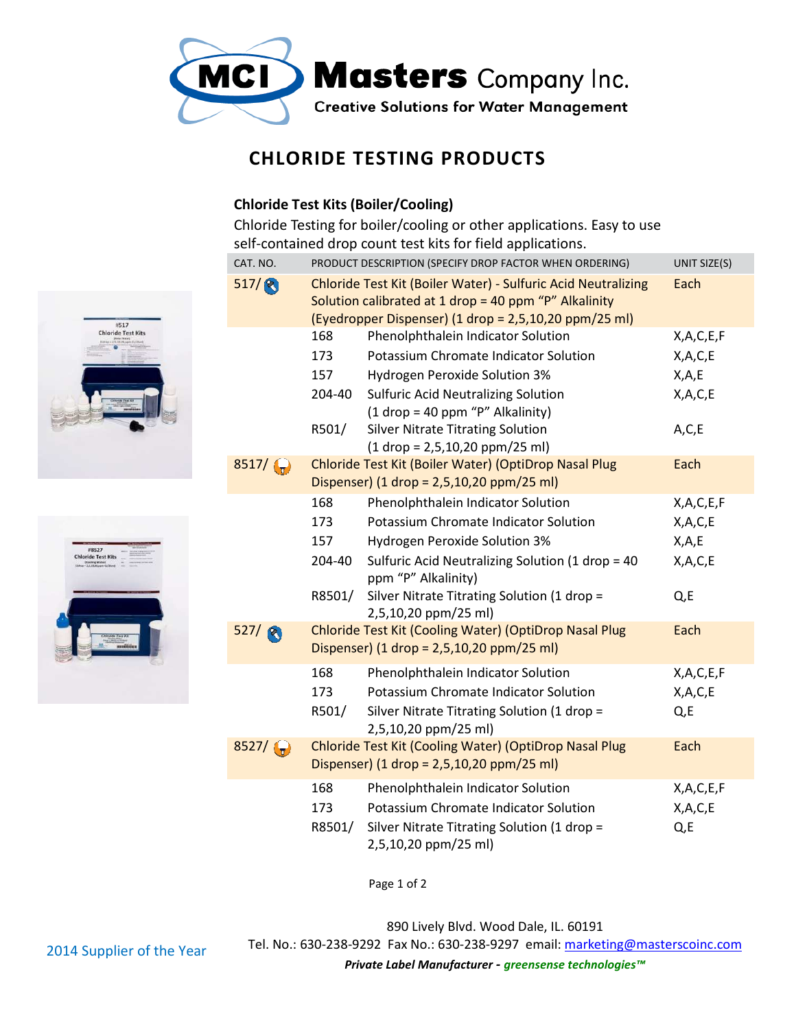# Masters Company Inc.

Creative Solutions for Water Management

## CHLORIDE TESTING PRODUCTS

### Chloride Test Kits (Boiler/Cooling)

Chloride Testing for boiler/cooling or other applications. Easy to use self-contained drop count test kits for field applications.

| CAT. NO. | | PRODUCT DESCRIPTION (SPECIFY DROP FACTOR WHEN ORDERING) | UNIT SIZE(S) |
|---|---|---|---|
| 517/ | | Chloride Test Kit (Boiler Water) - Sulfuric Acid Neutralizing Solution calibrated at 1 drop = 40 ppm "P" Alkalinity (Eyedropper Dispenser) (1 drop = 2,5,10,20 ppm/25 ml) | Each |
| | 168 | Phenolphthalein Indicator Solution | X,A,C,E,F |
| | 173 | Potassium Chromate Indicator Solution | X,A,C,E |
| | 157 | Hydrogen Peroxide Solution 3% | X,A,E |
| | 204-40 | Sulfuric Acid Neutralizing Solution (1 drop = 40 ppm "P" Alkalinity) | X,A,C,E |
| | R501/ | Silver Nitrate Titrating Solution (1 drop = 2,5,10,20 ppm/25 ml) | A,C,E |
| 8517/ | | Chloride Test Kit (Boiler Water) (OptiDrop Nasal Plug Dispenser) (1 drop = 2,5,10,20 ppm/25 ml) | Each |
| | 168 | Phenolphthalein Indicator Solution | X,A,C,E,F |
| | 173 | Potassium Chromate Indicator Solution | X,A,C,E |
| | 157 | Hydrogen Peroxide Solution 3% | X,A,E |
| | 204-40 | Sulfuric Acid Neutralizing Solution (1 drop = 40 ppm "P" Alkalinity) | X,A,C,E |
| | R8501/ | Silver Nitrate Titrating Solution (1 drop = 2,5,10,20 ppm/25 ml) | Q,E |
| 527/ | | Chloride Test Kit (Cooling Water) (OptiDrop Nasal Plug Dispenser) (1 drop = 2,5,10,20 ppm/25 ml) | Each |
| | 168 | Phenolphthalein Indicator Solution | X,A,C,E,F |
| | 173 | Potassium Chromate Indicator Solution | X,A,C,E |
| | R501/ | Silver Nitrate Titrating Solution (1 drop = 2,5,10,20 ppm/25 ml) | Q,E |
| 8527/ | | Chloride Test Kit (Cooling Water) (OptiDrop Nasal Plug Dispenser) (1 drop = 2,5,10,20 ppm/25 ml) | Each |
| | 168 | Phenolphthalein Indicator Solution | X,A,C,E,F |
| | 173 | Potassium Chromate Indicator Solution | X,A,C,E |
| | R8501/ | Silver Nitrate Titrating Solution (1 drop = 2,5,10,20 ppm/25 ml) | Q,E |

890 Lively Blvd. Wood Dale, IL. 60191

Tel. No.: 630-238-9292 Fax No.: 630-238-9297 email: marketing@masterscoinc.com

2014 Supplier of the Year

***Private Label Manufacturer - greensense technologies™***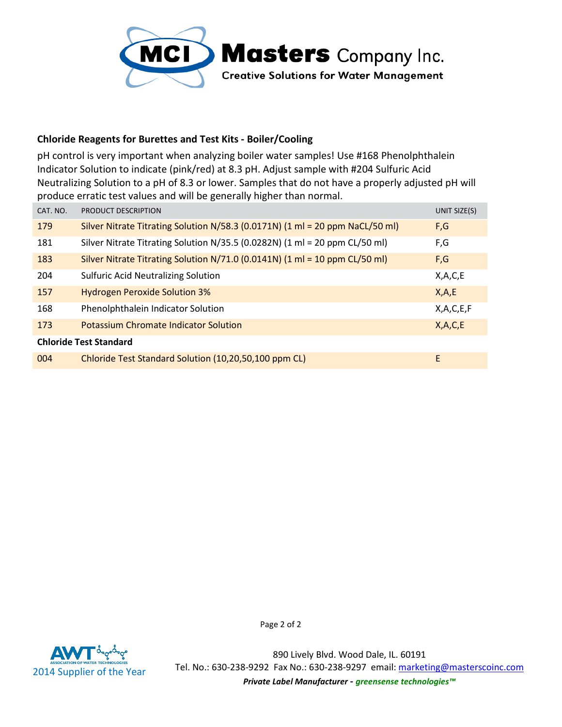Masters Company Inc.

Creative Solutions for Water Management

### Chloride Reagents for Burettes and Test Kits - Boiler/Cooling

pH control is very important when analyzing boiler water samples! Use #168 Phenolphthalein Indicator Solution to indicate (pink/red) at 8.3 pH. Adjust sample with #204 Sulfuric Acid Neutralizing Solution to a pH of 8.3 or lower. Samples that do not have a properly adjusted pH will produce erratic test values and will be generally higher than normal.

| CAT. NO. | PRODUCT DESCRIPTION | UNIT SIZE(S) |
|---|---|---|
| 179 | Silver Nitrate Titrating Solution N/58.3 (0.0171N) (1 ml = 20 ppm NaCL/50 ml) | F,G |
| 181 | Silver Nitrate Titrating Solution N/35.5 (0.0282N) (1 ml = 20 ppm CL/50 ml) | F,G |
| 183 | Silver Nitrate Titrating Solution N/71.0 (0.0141N) (1 ml = 10 ppm CL/50 ml) | F,G |
| 204 | Sulfuric Acid Neutralizing Solution | X,A,C,E |
| 157 | Hydrogen Peroxide Solution 3% | X,A,E |
| 168 | Phenolphthalein Indicator Solution | X,A,C,E,F |
| 173 | Potassium Chromate Indicator Solution | X,A,C,E |
| **Chloride Test Standard** | | |
| 004 | Chloride Test Standard Solution (10,20,50,100 ppm CL) | E |

AWT Association of Water Technologies
2014 Supplier of the Year

890 Lively Blvd. Wood Dale, IL. 60191
Tel. No.: 630-238-9292 Fax No.: 630-238-9297 email: marketing@masterscoinc.com
*Private Label Manufacturer - greensense technologies™*